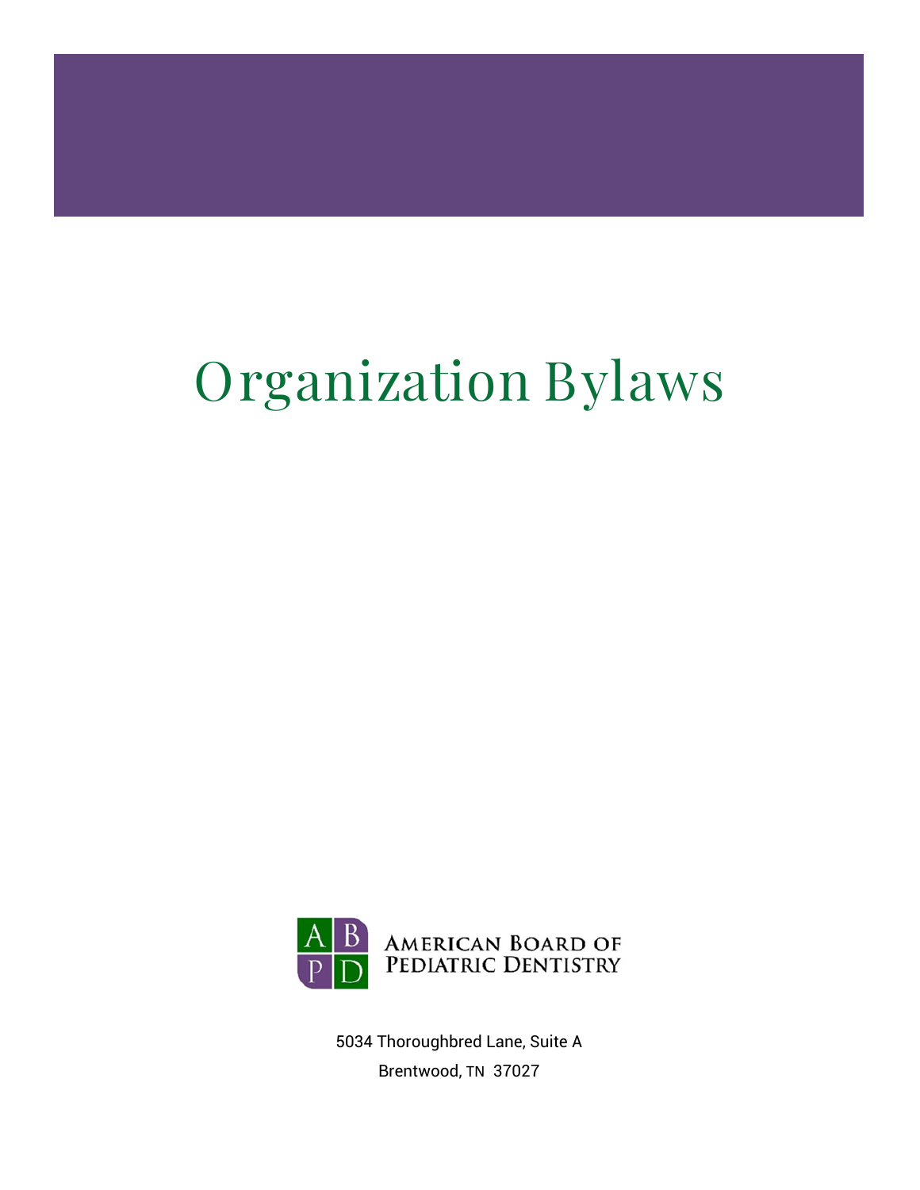# Organization Bylaws

AMERICAN BOARD OF PEDIATRIC DENTISTRY

5034 Thoroughbred Lane, Suite A

Brentwood, TN 37027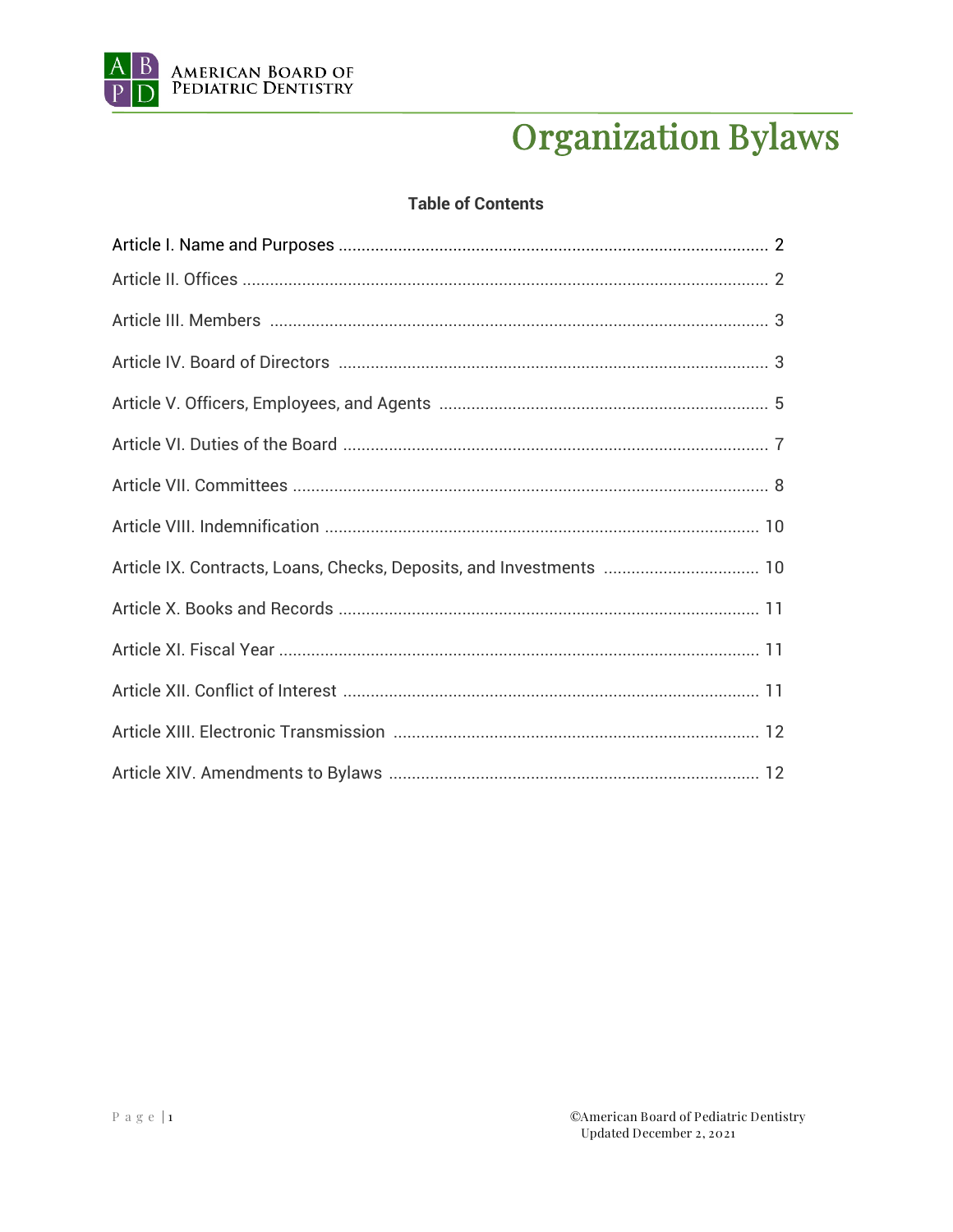# Organization Bylaws

**Table of Contents**

Article I. Name and Purposes ........................................................................................... 2

Article II. Offices ................................................................................................................ 2

Article III. Members .......................................................................................................... 3

Article IV. Board of Directors ............................................................................................ 3

Article V. Officers, Employees, and Agents ...................................................................... 5

Article VI. Duties of the Board ........................................................................................... 7

Article VII. Committees ...................................................................................................... 8

Article VIII. Indemnification ............................................................................................. 10

Article IX. Contracts, Loans, Checks, Deposits, and Investments ................................. 10

Article X. Books and Records .......................................................................................... 11

Article XI. Fiscal Year ....................................................................................................... 11

Article XII. Conflict of Interest ......................................................................................... 11

Article XIII. Electronic Transmission ............................................................................... 12

Article XIV. Amendments to Bylaws ................................................................................ 12

©American Board of Pediatric Dentistry
Updated December 2, 2021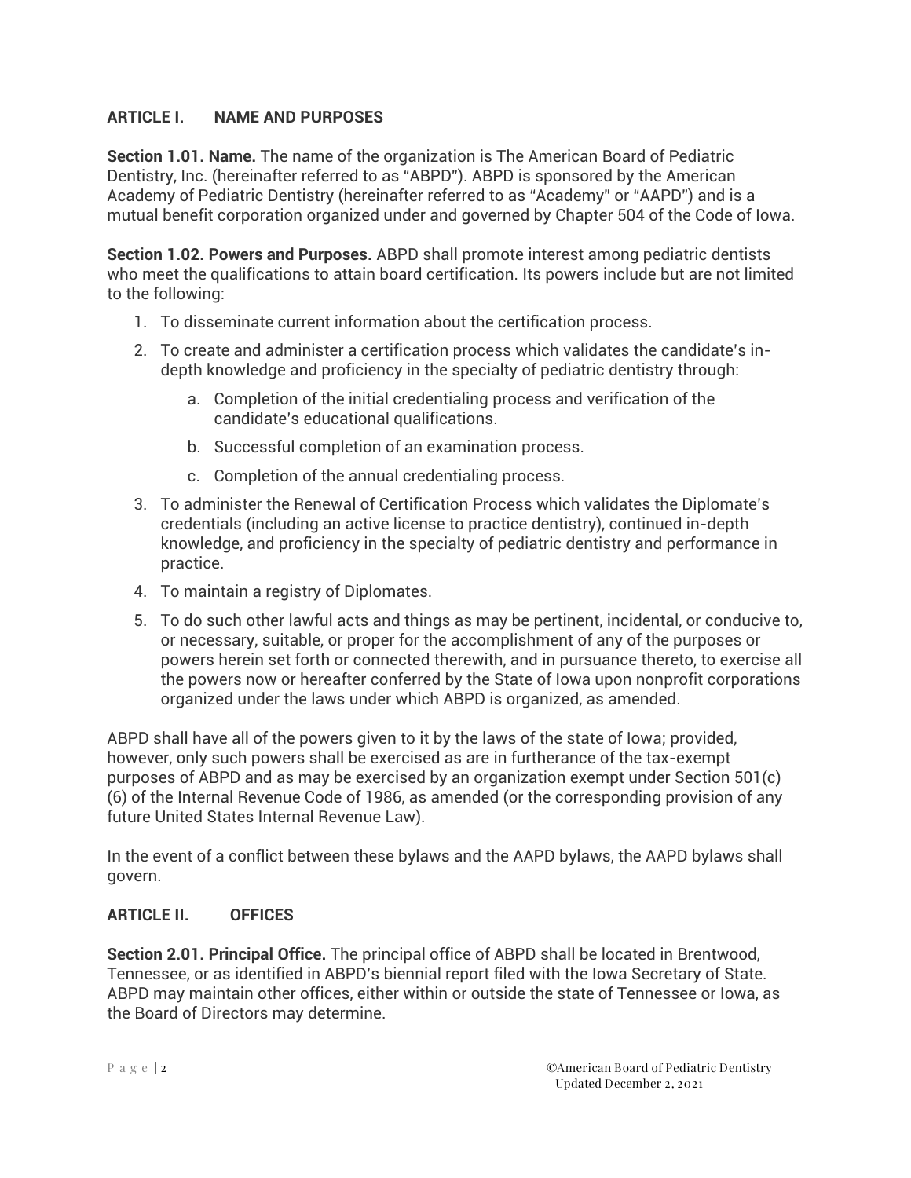## ARTICLE I. NAME AND PURPOSES

**Section 1.01. Name.** The name of the organization is The American Board of Pediatric Dentistry, Inc. (hereinafter referred to as "ABPD"). ABPD is sponsored by the American Academy of Pediatric Dentistry (hereinafter referred to as "Academy" or "AAPD") and is a mutual benefit corporation organized under and governed by Chapter 504 of the Code of Iowa.

**Section 1.02. Powers and Purposes.** ABPD shall promote interest among pediatric dentists who meet the qualifications to attain board certification. Its powers include but are not limited to the following:

1. To disseminate current information about the certification process.
2. To create and administer a certification process which validates the candidate's in-depth knowledge and proficiency in the specialty of pediatric dentistry through:
   a. Completion of the initial credentialing process and verification of the candidate's educational qualifications.
   b. Successful completion of an examination process.
   c. Completion of the annual credentialing process.
3. To administer the Renewal of Certification Process which validates the Diplomate's credentials (including an active license to practice dentistry), continued in-depth knowledge, and proficiency in the specialty of pediatric dentistry and performance in practice.
4. To maintain a registry of Diplomates.
5. To do such other lawful acts and things as may be pertinent, incidental, or conducive to, or necessary, suitable, or proper for the accomplishment of any of the purposes or powers herein set forth or connected therewith, and in pursuance thereto, to exercise all the powers now or hereafter conferred by the State of Iowa upon nonprofit corporations organized under the laws under which ABPD is organized, as amended.

ABPD shall have all of the powers given to it by the laws of the state of Iowa; provided, however, only such powers shall be exercised as are in furtherance of the tax-exempt purposes of ABPD and as may be exercised by an organization exempt under Section 501(c)(6) of the Internal Revenue Code of 1986, as amended (or the corresponding provision of any future United States Internal Revenue Law).

In the event of a conflict between these bylaws and the AAPD bylaws, the AAPD bylaws shall govern.

## ARTICLE II. OFFICES

**Section 2.01. Principal Office.** The principal office of ABPD shall be located in Brentwood, Tennessee, or as identified in ABPD's biennial report filed with the Iowa Secretary of State. ABPD may maintain other offices, either within or outside the state of Tennessee or Iowa, as the Board of Directors may determine.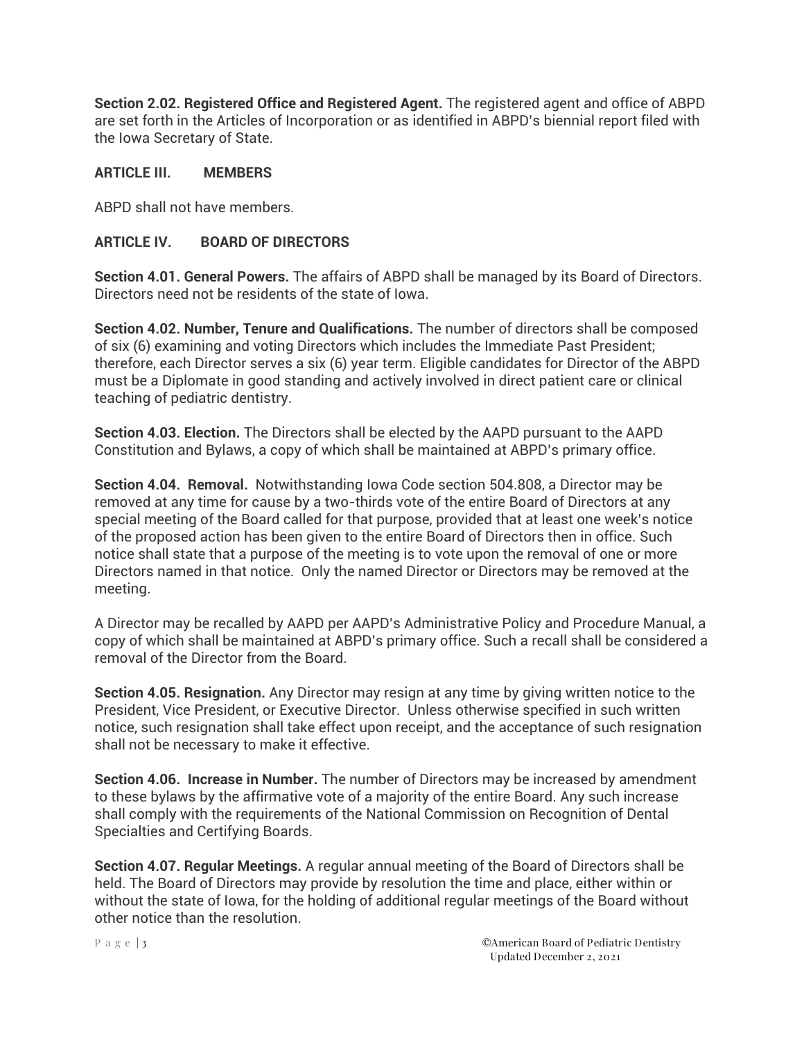**Section 2.02. Registered Office and Registered Agent.** The registered agent and office of ABPD are set forth in the Articles of Incorporation or as identified in ABPD's biennial report filed with the Iowa Secretary of State.

## ARTICLE III. MEMBERS

ABPD shall not have members.

## ARTICLE IV. BOARD OF DIRECTORS

**Section 4.01. General Powers.** The affairs of ABPD shall be managed by its Board of Directors. Directors need not be residents of the state of Iowa.

**Section 4.02. Number, Tenure and Qualifications.** The number of directors shall be composed of six (6) examining and voting Directors which includes the Immediate Past President; therefore, each Director serves a six (6) year term. Eligible candidates for Director of the ABPD must be a Diplomate in good standing and actively involved in direct patient care or clinical teaching of pediatric dentistry.

**Section 4.03. Election.** The Directors shall be elected by the AAPD pursuant to the AAPD Constitution and Bylaws, a copy of which shall be maintained at ABPD's primary office.

**Section 4.04. Removal.** Notwithstanding Iowa Code section 504.808, a Director may be removed at any time for cause by a two-thirds vote of the entire Board of Directors at any special meeting of the Board called for that purpose, provided that at least one week's notice of the proposed action has been given to the entire Board of Directors then in office. Such notice shall state that a purpose of the meeting is to vote upon the removal of one or more Directors named in that notice. Only the named Director or Directors may be removed at the meeting.

A Director may be recalled by AAPD per AAPD's Administrative Policy and Procedure Manual, a copy of which shall be maintained at ABPD's primary office. Such a recall shall be considered a removal of the Director from the Board.

**Section 4.05. Resignation.** Any Director may resign at any time by giving written notice to the President, Vice President, or Executive Director. Unless otherwise specified in such written notice, such resignation shall take effect upon receipt, and the acceptance of such resignation shall not be necessary to make it effective.

**Section 4.06. Increase in Number.** The number of Directors may be increased by amendment to these bylaws by the affirmative vote of a majority of the entire Board. Any such increase shall comply with the requirements of the National Commission on Recognition of Dental Specialties and Certifying Boards.

**Section 4.07. Regular Meetings.** A regular annual meeting of the Board of Directors shall be held. The Board of Directors may provide by resolution the time and place, either within or without the state of Iowa, for the holding of additional regular meetings of the Board without other notice than the resolution.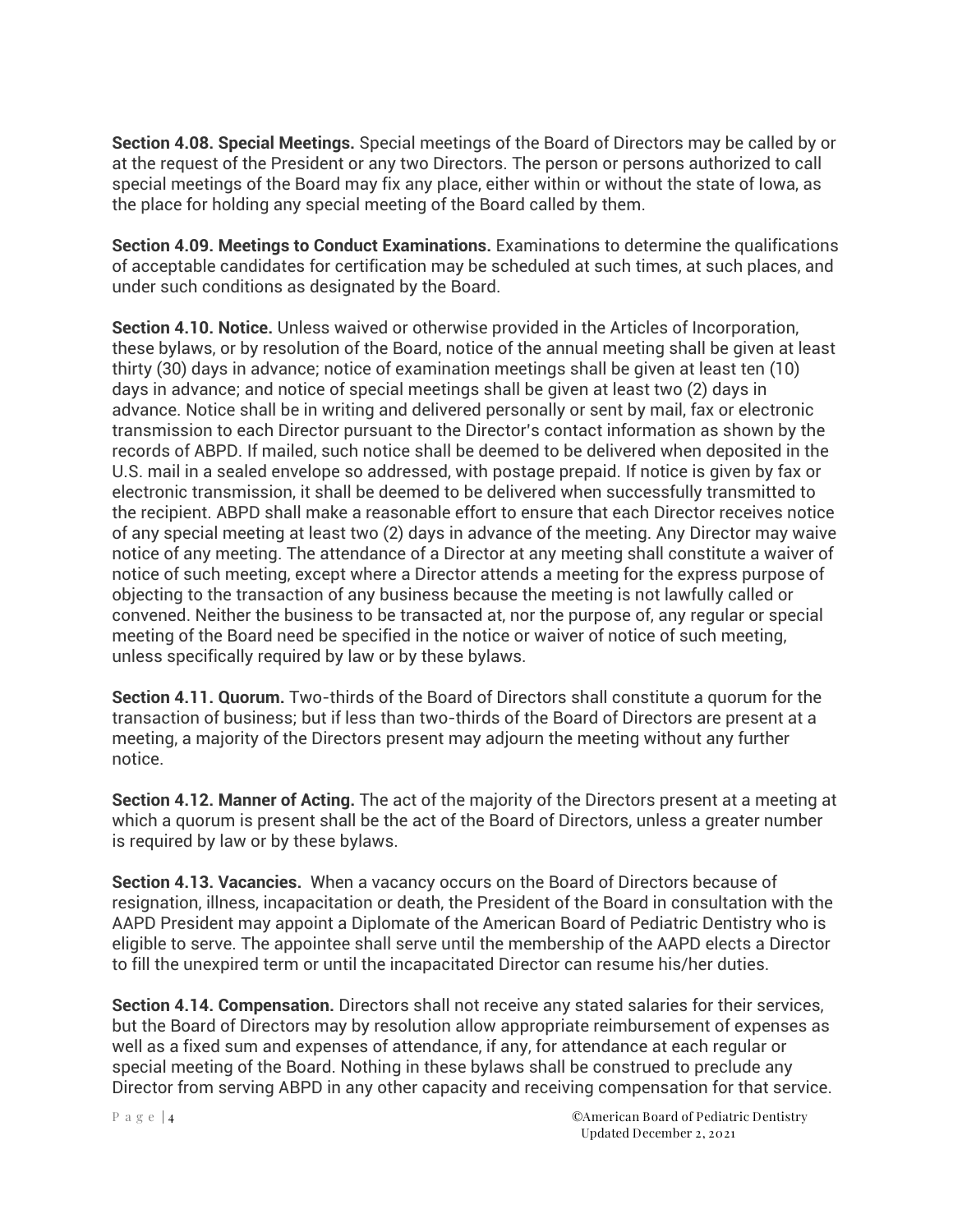**Section 4.08. Special Meetings.** Special meetings of the Board of Directors may be called by or at the request of the President or any two Directors. The person or persons authorized to call special meetings of the Board may fix any place, either within or without the state of Iowa, as the place for holding any special meeting of the Board called by them.

**Section 4.09. Meetings to Conduct Examinations.** Examinations to determine the qualifications of acceptable candidates for certification may be scheduled at such times, at such places, and under such conditions as designated by the Board.

**Section 4.10. Notice.** Unless waived or otherwise provided in the Articles of Incorporation, these bylaws, or by resolution of the Board, notice of the annual meeting shall be given at least thirty (30) days in advance; notice of examination meetings shall be given at least ten (10) days in advance; and notice of special meetings shall be given at least two (2) days in advance. Notice shall be in writing and delivered personally or sent by mail, fax or electronic transmission to each Director pursuant to the Director's contact information as shown by the records of ABPD. If mailed, such notice shall be deemed to be delivered when deposited in the U.S. mail in a sealed envelope so addressed, with postage prepaid. If notice is given by fax or electronic transmission, it shall be deemed to be delivered when successfully transmitted to the recipient. ABPD shall make a reasonable effort to ensure that each Director receives notice of any special meeting at least two (2) days in advance of the meeting. Any Director may waive notice of any meeting. The attendance of a Director at any meeting shall constitute a waiver of notice of such meeting, except where a Director attends a meeting for the express purpose of objecting to the transaction of any business because the meeting is not lawfully called or convened. Neither the business to be transacted at, nor the purpose of, any regular or special meeting of the Board need be specified in the notice or waiver of notice of such meeting, unless specifically required by law or by these bylaws.

**Section 4.11. Quorum.** Two-thirds of the Board of Directors shall constitute a quorum for the transaction of business; but if less than two-thirds of the Board of Directors are present at a meeting, a majority of the Directors present may adjourn the meeting without any further notice.

**Section 4.12. Manner of Acting.** The act of the majority of the Directors present at a meeting at which a quorum is present shall be the act of the Board of Directors, unless a greater number is required by law or by these bylaws.

**Section 4.13. Vacancies.** When a vacancy occurs on the Board of Directors because of resignation, illness, incapacitation or death, the President of the Board in consultation with the AAPD President may appoint a Diplomate of the American Board of Pediatric Dentistry who is eligible to serve. The appointee shall serve until the membership of the AAPD elects a Director to fill the unexpired term or until the incapacitated Director can resume his/her duties.

**Section 4.14. Compensation.** Directors shall not receive any stated salaries for their services, but the Board of Directors may by resolution allow appropriate reimbursement of expenses as well as a fixed sum and expenses of attendance, if any, for attendance at each regular or special meeting of the Board. Nothing in these bylaws shall be construed to preclude any Director from serving ABPD in any other capacity and receiving compensation for that service.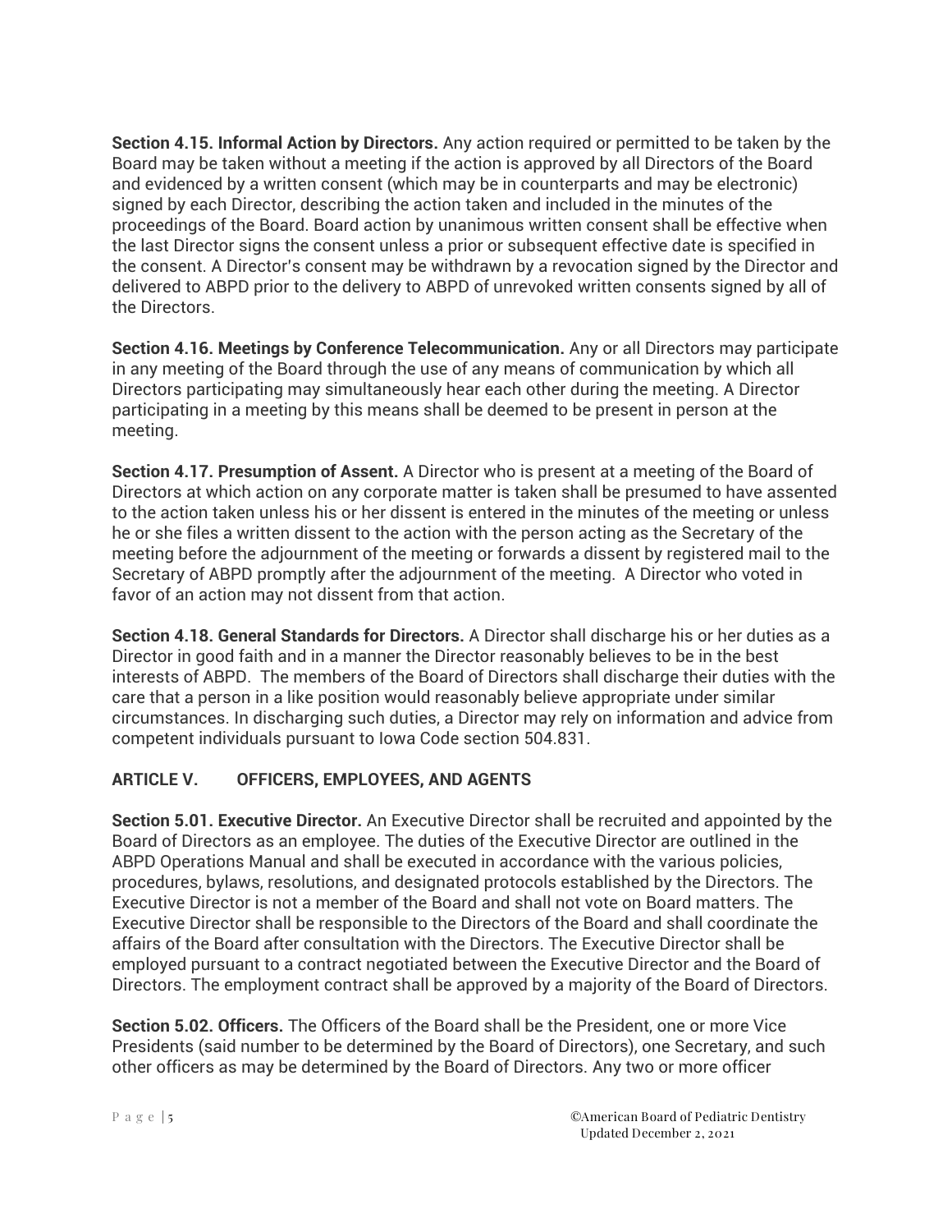**Section 4.15. Informal Action by Directors.** Any action required or permitted to be taken by the Board may be taken without a meeting if the action is approved by all Directors of the Board and evidenced by a written consent (which may be in counterparts and may be electronic) signed by each Director, describing the action taken and included in the minutes of the proceedings of the Board. Board action by unanimous written consent shall be effective when the last Director signs the consent unless a prior or subsequent effective date is specified in the consent. A Director's consent may be withdrawn by a revocation signed by the Director and delivered to ABPD prior to the delivery to ABPD of unrevoked written consents signed by all of the Directors.

**Section 4.16. Meetings by Conference Telecommunication.** Any or all Directors may participate in any meeting of the Board through the use of any means of communication by which all Directors participating may simultaneously hear each other during the meeting. A Director participating in a meeting by this means shall be deemed to be present in person at the meeting.

**Section 4.17. Presumption of Assent.** A Director who is present at a meeting of the Board of Directors at which action on any corporate matter is taken shall be presumed to have assented to the action taken unless his or her dissent is entered in the minutes of the meeting or unless he or she files a written dissent to the action with the person acting as the Secretary of the meeting before the adjournment of the meeting or forwards a dissent by registered mail to the Secretary of ABPD promptly after the adjournment of the meeting. A Director who voted in favor of an action may not dissent from that action.

**Section 4.18. General Standards for Directors.** A Director shall discharge his or her duties as a Director in good faith and in a manner the Director reasonably believes to be in the best interests of ABPD. The members of the Board of Directors shall discharge their duties with the care that a person in a like position would reasonably believe appropriate under similar circumstances. In discharging such duties, a Director may rely on information and advice from competent individuals pursuant to Iowa Code section 504.831.

## ARTICLE V. OFFICERS, EMPLOYEES, AND AGENTS

**Section 5.01. Executive Director.** An Executive Director shall be recruited and appointed by the Board of Directors as an employee. The duties of the Executive Director are outlined in the ABPD Operations Manual and shall be executed in accordance with the various policies, procedures, bylaws, resolutions, and designated protocols established by the Directors. The Executive Director is not a member of the Board and shall not vote on Board matters. The Executive Director shall be responsible to the Directors of the Board and shall coordinate the affairs of the Board after consultation with the Directors. The Executive Director shall be employed pursuant to a contract negotiated between the Executive Director and the Board of Directors. The employment contract shall be approved by a majority of the Board of Directors.

**Section 5.02. Officers.** The Officers of the Board shall be the President, one or more Vice Presidents (said number to be determined by the Board of Directors), one Secretary, and such other officers as may be determined by the Board of Directors. Any two or more officer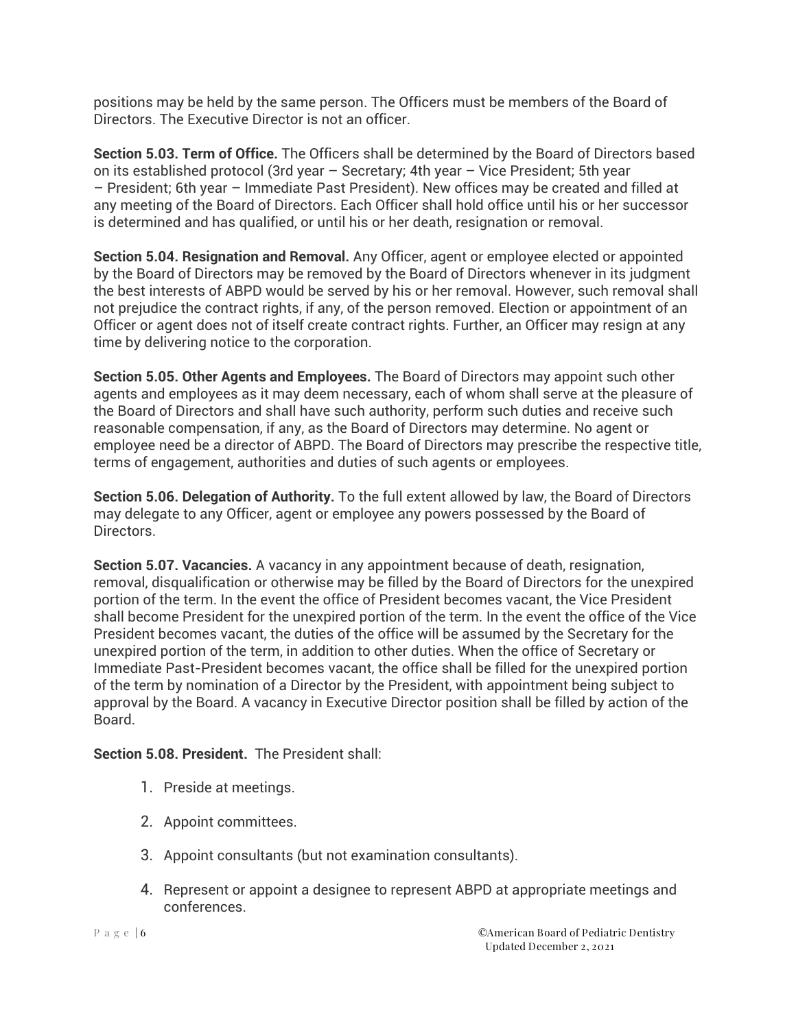positions may be held by the same person. The Officers must be members of the Board of Directors. The Executive Director is not an officer.

**Section 5.03. Term of Office.** The Officers shall be determined by the Board of Directors based on its established protocol (3rd year – Secretary; 4th year – Vice President; 5th year – President; 6th year – Immediate Past President). New offices may be created and filled at any meeting of the Board of Directors. Each Officer shall hold office until his or her successor is determined and has qualified, or until his or her death, resignation or removal.

**Section 5.04. Resignation and Removal.** Any Officer, agent or employee elected or appointed by the Board of Directors may be removed by the Board of Directors whenever in its judgment the best interests of ABPD would be served by his or her removal. However, such removal shall not prejudice the contract rights, if any, of the person removed. Election or appointment of an Officer or agent does not of itself create contract rights. Further, an Officer may resign at any time by delivering notice to the corporation.

**Section 5.05. Other Agents and Employees.** The Board of Directors may appoint such other agents and employees as it may deem necessary, each of whom shall serve at the pleasure of the Board of Directors and shall have such authority, perform such duties and receive such reasonable compensation, if any, as the Board of Directors may determine. No agent or employee need be a director of ABPD. The Board of Directors may prescribe the respective title, terms of engagement, authorities and duties of such agents or employees.

**Section 5.06. Delegation of Authority.** To the full extent allowed by law, the Board of Directors may delegate to any Officer, agent or employee any powers possessed by the Board of Directors.

**Section 5.07. Vacancies.** A vacancy in any appointment because of death, resignation, removal, disqualification or otherwise may be filled by the Board of Directors for the unexpired portion of the term. In the event the office of President becomes vacant, the Vice President shall become President for the unexpired portion of the term. In the event the office of the Vice President becomes vacant, the duties of the office will be assumed by the Secretary for the unexpired portion of the term, in addition to other duties. When the office of Secretary or Immediate Past-President becomes vacant, the office shall be filled for the unexpired portion of the term by nomination of a Director by the President, with appointment being subject to approval by the Board. A vacancy in Executive Director position shall be filled by action of the Board.

**Section 5.08. President.** The President shall:

1. Preside at meetings.
2. Appoint committees.
3. Appoint consultants (but not examination consultants).
4. Represent or appoint a designee to represent ABPD at appropriate meetings and conferences.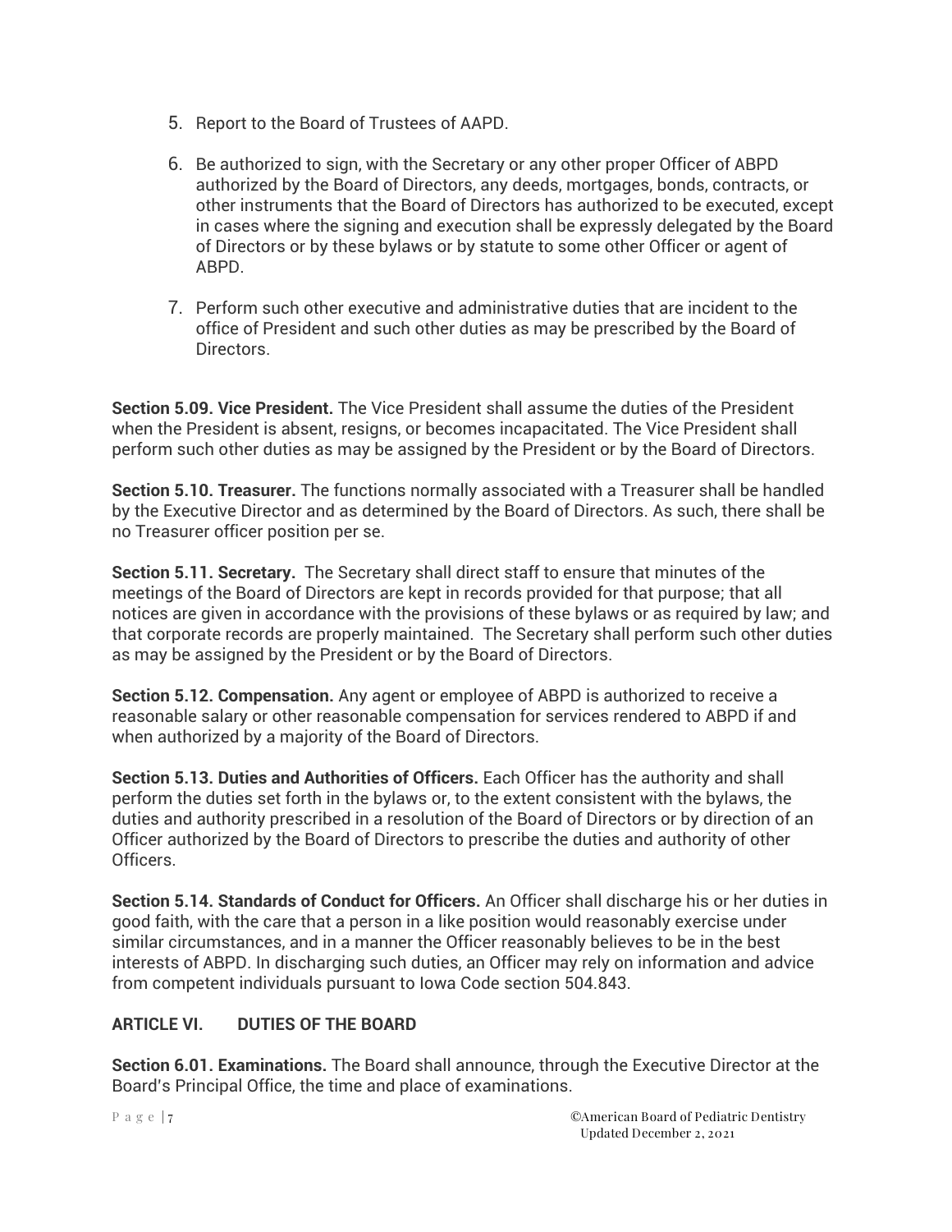5. Report to the Board of Trustees of AAPD.

6. Be authorized to sign, with the Secretary or any other proper Officer of ABPD authorized by the Board of Directors, any deeds, mortgages, bonds, contracts, or other instruments that the Board of Directors has authorized to be executed, except in cases where the signing and execution shall be expressly delegated by the Board of Directors or by these bylaws or by statute to some other Officer or agent of ABPD.

7. Perform such other executive and administrative duties that are incident to the office of President and such other duties as may be prescribed by the Board of Directors.

**Section 5.09. Vice President.** The Vice President shall assume the duties of the President when the President is absent, resigns, or becomes incapacitated. The Vice President shall perform such other duties as may be assigned by the President or by the Board of Directors.

**Section 5.10. Treasurer.** The functions normally associated with a Treasurer shall be handled by the Executive Director and as determined by the Board of Directors. As such, there shall be no Treasurer officer position per se.

**Section 5.11. Secretary.** The Secretary shall direct staff to ensure that minutes of the meetings of the Board of Directors are kept in records provided for that purpose; that all notices are given in accordance with the provisions of these bylaws or as required by law; and that corporate records are properly maintained. The Secretary shall perform such other duties as may be assigned by the President or by the Board of Directors.

**Section 5.12. Compensation.** Any agent or employee of ABPD is authorized to receive a reasonable salary or other reasonable compensation for services rendered to ABPD if and when authorized by a majority of the Board of Directors.

**Section 5.13. Duties and Authorities of Officers.** Each Officer has the authority and shall perform the duties set forth in the bylaws or, to the extent consistent with the bylaws, the duties and authority prescribed in a resolution of the Board of Directors or by direction of an Officer authorized by the Board of Directors to prescribe the duties and authority of other Officers.

**Section 5.14. Standards of Conduct for Officers.** An Officer shall discharge his or her duties in good faith, with the care that a person in a like position would reasonably exercise under similar circumstances, and in a manner the Officer reasonably believes to be in the best interests of ABPD. In discharging such duties, an Officer may rely on information and advice from competent individuals pursuant to Iowa Code section 504.843.

## ARTICLE VI. DUTIES OF THE BOARD

**Section 6.01. Examinations.** The Board shall announce, through the Executive Director at the Board's Principal Office, the time and place of examinations.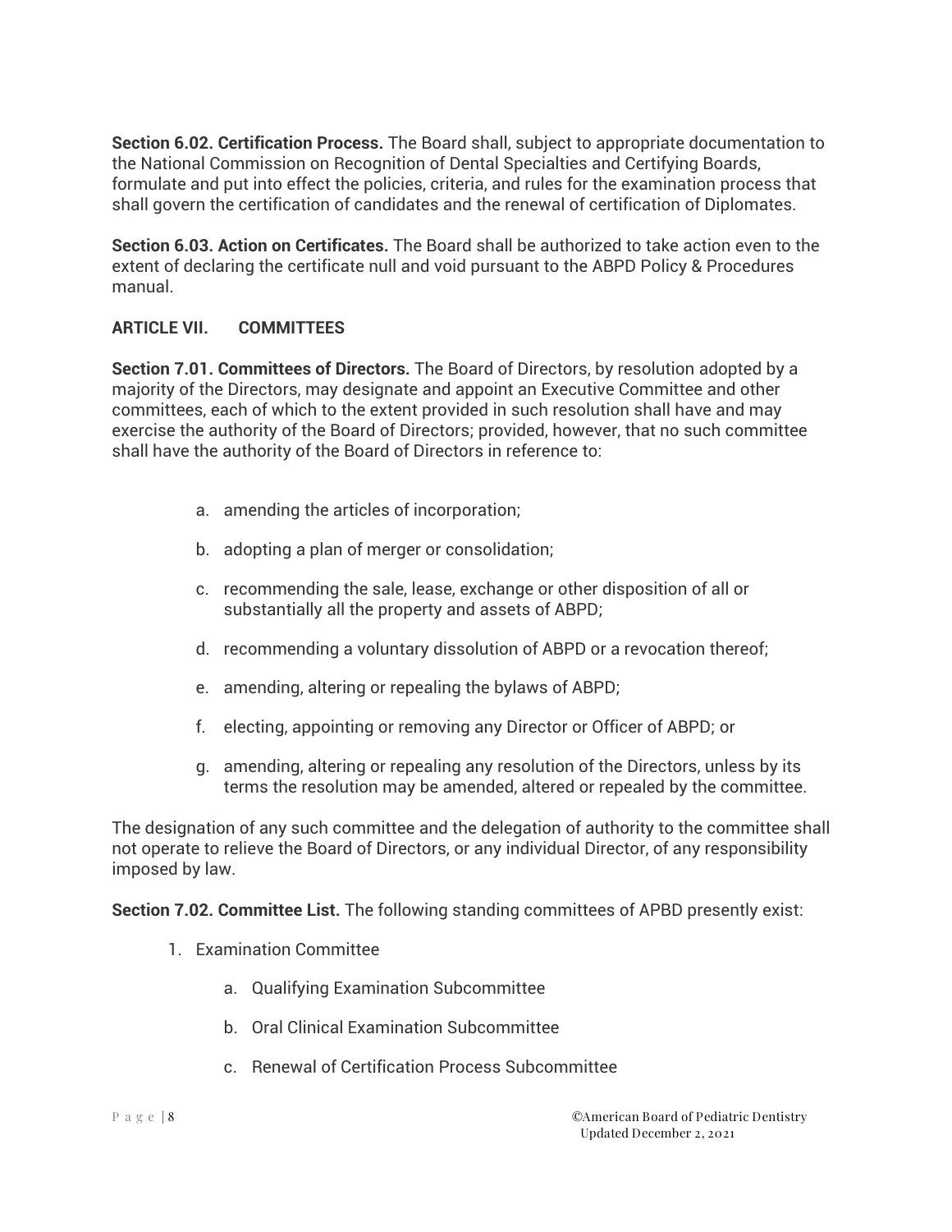**Section 6.02. Certification Process.** The Board shall, subject to appropriate documentation to the National Commission on Recognition of Dental Specialties and Certifying Boards, formulate and put into effect the policies, criteria, and rules for the examination process that shall govern the certification of candidates and the renewal of certification of Diplomates.

**Section 6.03. Action on Certificates.** The Board shall be authorized to take action even to the extent of declaring the certificate null and void pursuant to the ABPD Policy & Procedures manual.

## ARTICLE VII. COMMITTEES

**Section 7.01. Committees of Directors.** The Board of Directors, by resolution adopted by a majority of the Directors, may designate and appoint an Executive Committee and other committees, each of which to the extent provided in such resolution shall have and may exercise the authority of the Board of Directors; provided, however, that no such committee shall have the authority of the Board of Directors in reference to:

a. amending the articles of incorporation;

b. adopting a plan of merger or consolidation;

c. recommending the sale, lease, exchange or other disposition of all or substantially all the property and assets of ABPD;

d. recommending a voluntary dissolution of ABPD or a revocation thereof;

e. amending, altering or repealing the bylaws of ABPD;

f. electing, appointing or removing any Director or Officer of ABPD; or

g. amending, altering or repealing any resolution of the Directors, unless by its terms the resolution may be amended, altered or repealed by the committee.

The designation of any such committee and the delegation of authority to the committee shall not operate to relieve the Board of Directors, or any individual Director, of any responsibility imposed by law.

**Section 7.02. Committee List.** The following standing committees of APBD presently exist:

1. Examination Committee
    a. Qualifying Examination Subcommittee
    b. Oral Clinical Examination Subcommittee
    c. Renewal of Certification Process Subcommittee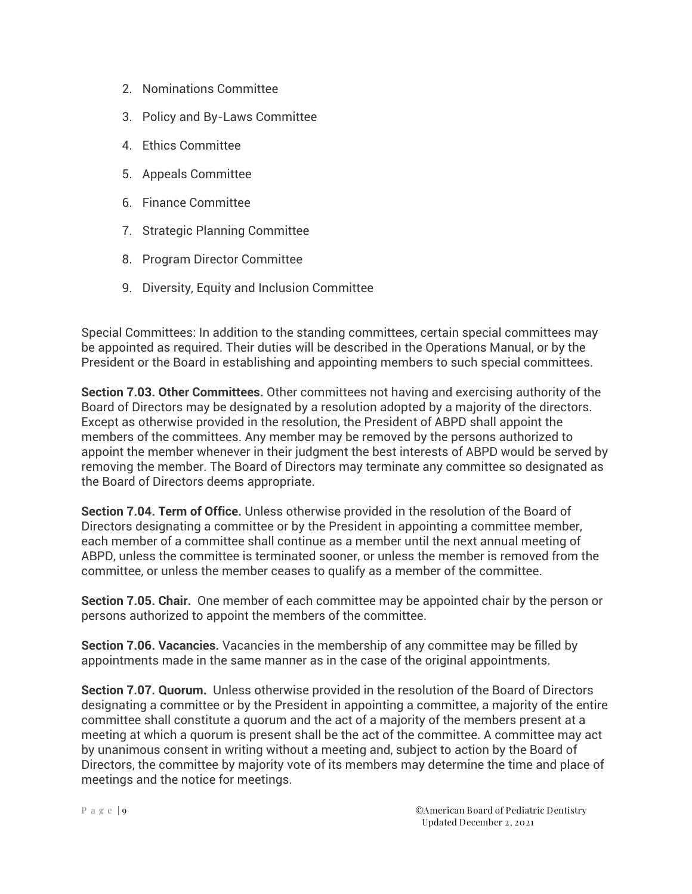2. Nominations Committee
3. Policy and By-Laws Committee
4. Ethics Committee
5. Appeals Committee
6. Finance Committee
7. Strategic Planning Committee
8. Program Director Committee
9. Diversity, Equity and Inclusion Committee

Special Committees: In addition to the standing committees, certain special committees may be appointed as required. Their duties will be described in the Operations Manual, or by the President or the Board in establishing and appointing members to such special committees.

**Section 7.03. Other Committees.** Other committees not having and exercising authority of the Board of Directors may be designated by a resolution adopted by a majority of the directors. Except as otherwise provided in the resolution, the President of ABPD shall appoint the members of the committees. Any member may be removed by the persons authorized to appoint the member whenever in their judgment the best interests of ABPD would be served by removing the member. The Board of Directors may terminate any committee so designated as the Board of Directors deems appropriate.

**Section 7.04. Term of Office.** Unless otherwise provided in the resolution of the Board of Directors designating a committee or by the President in appointing a committee member, each member of a committee shall continue as a member until the next annual meeting of ABPD, unless the committee is terminated sooner, or unless the member is removed from the committee, or unless the member ceases to qualify as a member of the committee.

**Section 7.05. Chair.** One member of each committee may be appointed chair by the person or persons authorized to appoint the members of the committee.

**Section 7.06. Vacancies.** Vacancies in the membership of any committee may be filled by appointments made in the same manner as in the case of the original appointments.

**Section 7.07. Quorum.** Unless otherwise provided in the resolution of the Board of Directors designating a committee or by the President in appointing a committee, a majority of the entire committee shall constitute a quorum and the act of a majority of the members present at a meeting at which a quorum is present shall be the act of the committee. A committee may act by unanimous consent in writing without a meeting and, subject to action by the Board of Directors, the committee by majority vote of its members may determine the time and place of meetings and the notice for meetings.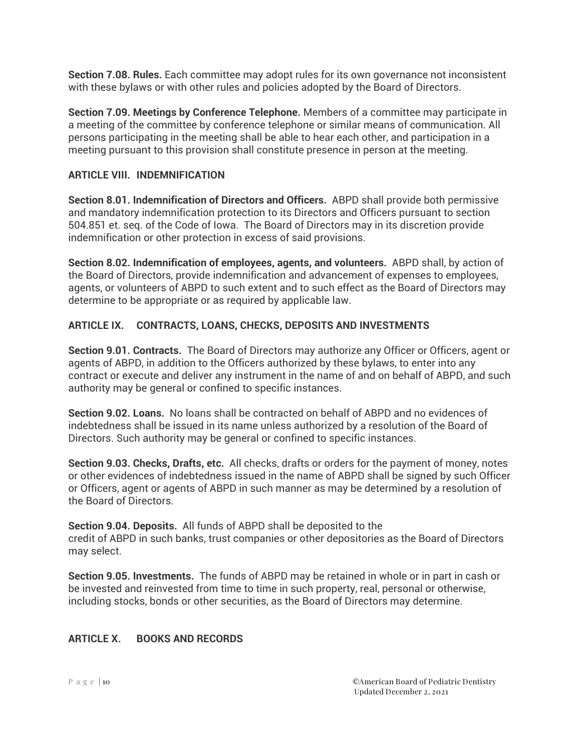**Section 7.08. Rules.** Each committee may adopt rules for its own governance not inconsistent with these bylaws or with other rules and policies adopted by the Board of Directors.

**Section 7.09. Meetings by Conference Telephone.** Members of a committee may participate in a meeting of the committee by conference telephone or similar means of communication. All persons participating in the meeting shall be able to hear each other, and participation in a meeting pursuant to this provision shall constitute presence in person at the meeting.

## ARTICLE VIII. INDEMNIFICATION

**Section 8.01. Indemnification of Directors and Officers.** ABPD shall provide both permissive and mandatory indemnification protection to its Directors and Officers pursuant to section 504.851 et. seq. of the Code of Iowa. The Board of Directors may in its discretion provide indemnification or other protection in excess of said provisions.

**Section 8.02. Indemnification of employees, agents, and volunteers.** ABPD shall, by action of the Board of Directors, provide indemnification and advancement of expenses to employees, agents, or volunteers of ABPD to such extent and to such effect as the Board of Directors may determine to be appropriate or as required by applicable law.

## ARTICLE IX. CONTRACTS, LOANS, CHECKS, DEPOSITS AND INVESTMENTS

**Section 9.01. Contracts.** The Board of Directors may authorize any Officer or Officers, agent or agents of ABPD, in addition to the Officers authorized by these bylaws, to enter into any contract or execute and deliver any instrument in the name of and on behalf of ABPD, and such authority may be general or confined to specific instances.

**Section 9.02. Loans.** No loans shall be contracted on behalf of ABPD and no evidences of indebtedness shall be issued in its name unless authorized by a resolution of the Board of Directors. Such authority may be general or confined to specific instances.

**Section 9.03. Checks, Drafts, etc.** All checks, drafts or orders for the payment of money, notes or other evidences of indebtedness issued in the name of ABPD shall be signed by such Officer or Officers, agent or agents of ABPD in such manner as may be determined by a resolution of the Board of Directors.

**Section 9.04. Deposits.** All funds of ABPD shall be deposited to the credit of ABPD in such banks, trust companies or other depositories as the Board of Directors may select.

**Section 9.05. Investments.** The funds of ABPD may be retained in whole or in part in cash or be invested and reinvested from time to time in such property, real, personal or otherwise, including stocks, bonds or other securities, as the Board of Directors may determine.

## ARTICLE X. BOOKS AND RECORDS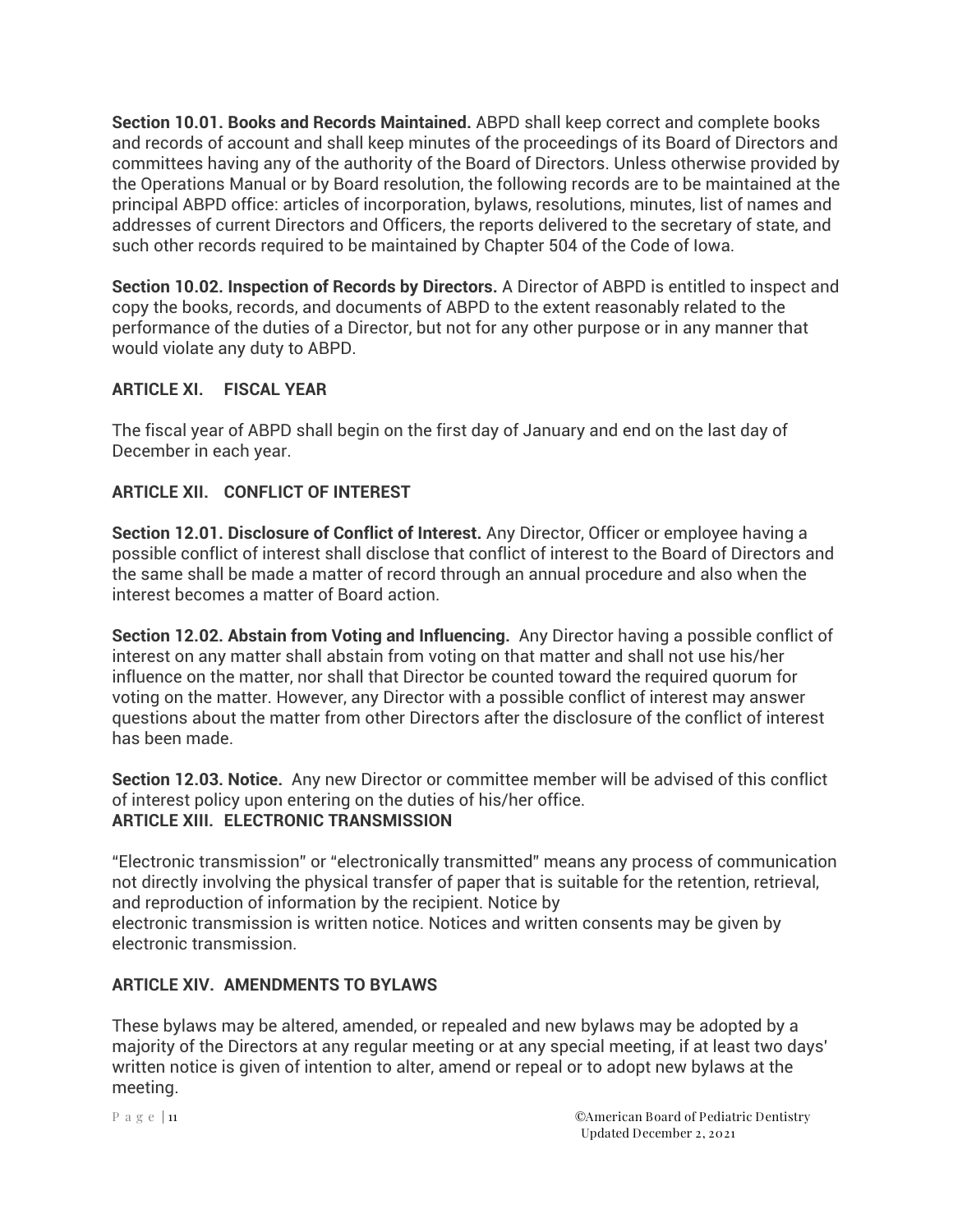**Section 10.01. Books and Records Maintained.** ABPD shall keep correct and complete books and records of account and shall keep minutes of the proceedings of its Board of Directors and committees having any of the authority of the Board of Directors. Unless otherwise provided by the Operations Manual or by Board resolution, the following records are to be maintained at the principal ABPD office: articles of incorporation, bylaws, resolutions, minutes, list of names and addresses of current Directors and Officers, the reports delivered to the secretary of state, and such other records required to be maintained by Chapter 504 of the Code of Iowa.

**Section 10.02. Inspection of Records by Directors.** A Director of ABPD is entitled to inspect and copy the books, records, and documents of ABPD to the extent reasonably related to the performance of the duties of a Director, but not for any other purpose or in any manner that would violate any duty to ABPD.

## ARTICLE XI. FISCAL YEAR

The fiscal year of ABPD shall begin on the first day of January and end on the last day of December in each year.

## ARTICLE XII. CONFLICT OF INTEREST

**Section 12.01. Disclosure of Conflict of Interest.** Any Director, Officer or employee having a possible conflict of interest shall disclose that conflict of interest to the Board of Directors and the same shall be made a matter of record through an annual procedure and also when the interest becomes a matter of Board action.

**Section 12.02. Abstain from Voting and Influencing.** Any Director having a possible conflict of interest on any matter shall abstain from voting on that matter and shall not use his/her influence on the matter, nor shall that Director be counted toward the required quorum for voting on the matter. However, any Director with a possible conflict of interest may answer questions about the matter from other Directors after the disclosure of the conflict of interest has been made.

**Section 12.03. Notice.** Any new Director or committee member will be advised of this conflict of interest policy upon entering on the duties of his/her office.

## ARTICLE XIII. ELECTRONIC TRANSMISSION

"Electronic transmission" or "electronically transmitted" means any process of communication not directly involving the physical transfer of paper that is suitable for the retention, retrieval, and reproduction of information by the recipient. Notice by electronic transmission is written notice. Notices and written consents may be given by electronic transmission.

## ARTICLE XIV. AMENDMENTS TO BYLAWS

These bylaws may be altered, amended, or repealed and new bylaws may be adopted by a majority of the Directors at any regular meeting or at any special meeting, if at least two days' written notice is given of intention to alter, amend or repeal or to adopt new bylaws at the meeting.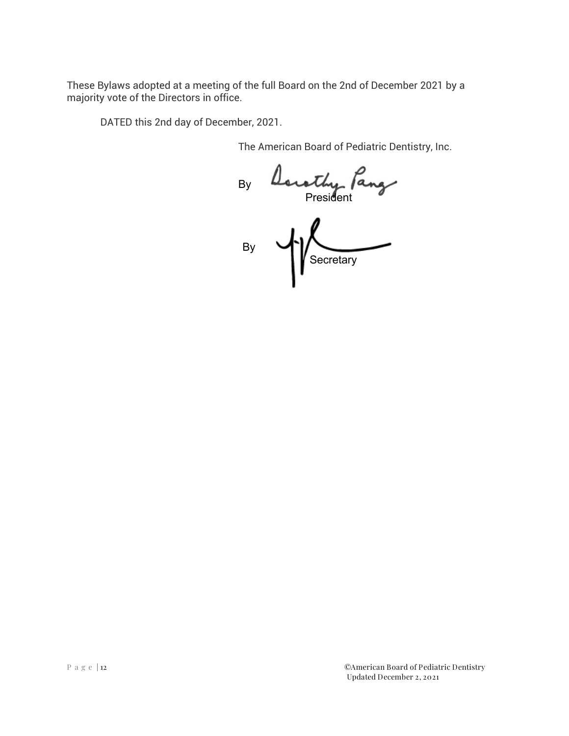These Bylaws adopted at a meeting of the full Board on the 2nd of December 2021 by a majority vote of the Directors in office.

DATED this 2nd day of December, 2021.

The American Board of Pediatric Dentistry, Inc.

By Dorothy Pang
President

By
Secretary